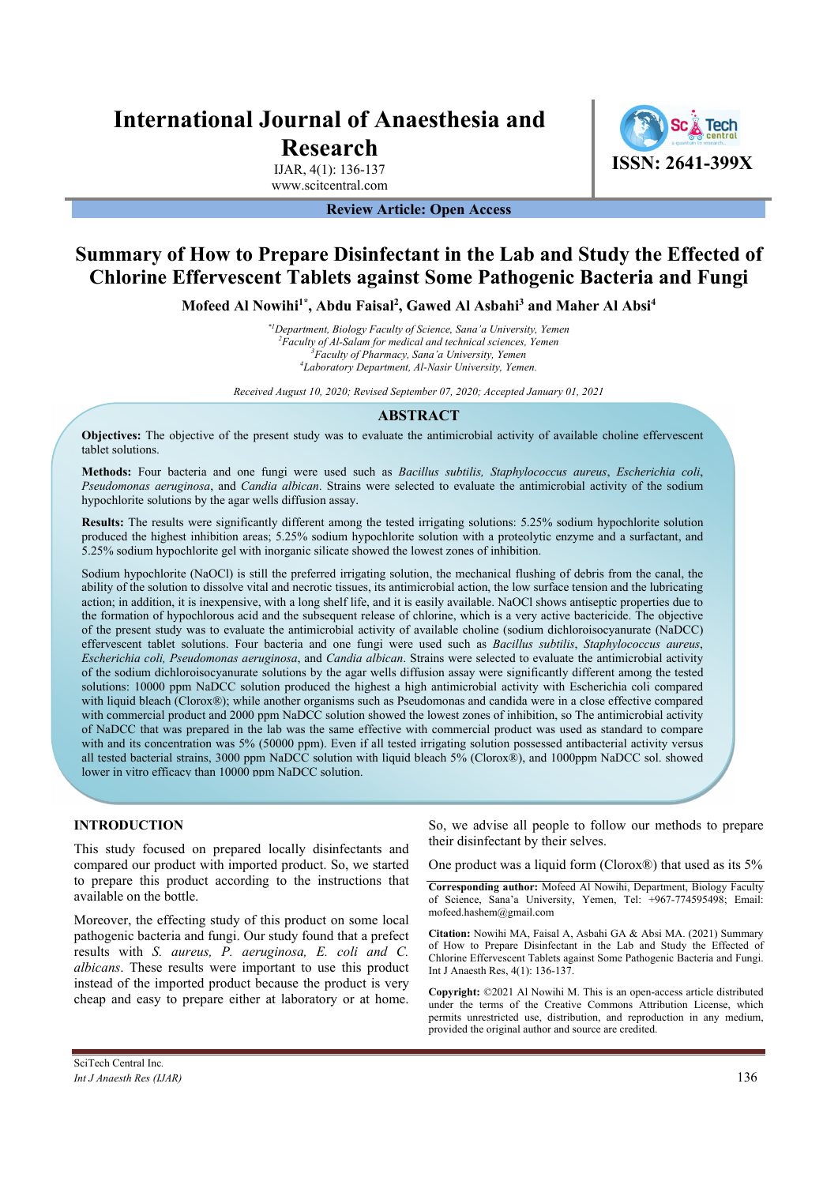# International Journal of Anaesthesia and Research

IJAR, 4(1): 136-137
www.scitcentral.com

ISSN: 2641-399X

**Review Article: Open Access**

# Summary of How to Prepare Disinfectant in the Lab and Study the Effected of Chlorine Effervescent Tablets against Some Pathogenic Bacteria and Fungi

**Mofeed Al Nowihi[1*], Abdu Faisal[2], Gawed Al Asbahi[3] and Maher Al Absi[4]**

*[*1]Department, Biology Faculty of Science, Sana'a University, Yemen*
*[2]Faculty of Al-Salam for medical and technical sciences, Yemen*
*[3]Faculty of Pharmacy, Sana'a University, Yemen*
*[4]Laboratory Department, Al-Nasir University, Yemen.*

*Received August 10, 2020; Revised September 07, 2020; Accepted January 01, 2021*

## ABSTRACT

**Objectives:** The objective of the present study was to evaluate the antimicrobial activity of available choline effervescent tablet solutions.

**Methods:** Four bacteria and one fungi were used such as *Bacillus subtilis, Staphylococcus aureus*, *Escherichia coli*, *Pseudomonas aeruginosa*, and *Candia albican*. Strains were selected to evaluate the antimicrobial activity of the sodium hypochlorite solutions by the agar wells diffusion assay.

**Results:** The results were significantly different among the tested irrigating solutions: 5.25% sodium hypochlorite solution produced the highest inhibition areas; 5.25% sodium hypochlorite solution with a proteolytic enzyme and a surfactant, and 5.25% sodium hypochlorite gel with inorganic silicate showed the lowest zones of inhibition.

Sodium hypochlorite (NaOCl) is still the preferred irrigating solution, the mechanical flushing of debris from the canal, the ability of the solution to dissolve vital and necrotic tissues, its antimicrobial action, the low surface tension and the lubricating action; in addition, it is inexpensive, with a long shelf life, and it is easily available. NaOCl shows antiseptic properties due to the formation of hypochlorous acid and the subsequent release of chlorine, which is a very active bactericide. The objective of the present study was to evaluate the antimicrobial activity of available choline (sodium dichloroisocyanurate (NaDCC) effervescent tablet solutions. Four bacteria and one fungi were used such as *Bacillus subtilis*, *Staphylococcus aureus*, *Escherichia coli, Pseudomonas aeruginosa*, and *Candia albican*. Strains were selected to evaluate the antimicrobial activity of the sodium dichloroisocyanurate solutions by the agar wells diffusion assay were significantly different among the tested solutions: 10000 ppm NaDCC solution produced the highest a high antimicrobial activity with Escherichia coli compared with liquid bleach (Clorox®); while another organisms such as Pseudomonas and candida were in a close effective compared with commercial product and 2000 ppm NaDCC solution showed the lowest zones of inhibition, so The antimicrobial activity of NaDCC that was prepared in the lab was the same effective with commercial product was used as standard to compare with and its concentration was 5% (50000 ppm). Even if all tested irrigating solution possessed antibacterial activity versus all tested bacterial strains, 3000 ppm NaDCC solution with liquid bleach 5% (Clorox®), and 1000ppm NaDCC sol. showed lower in vitro efficacy than 10000 ppm NaDCC solution.

## INTRODUCTION

This study focused on prepared locally disinfectants and compared our product with imported product. So, we started to prepare this product according to the instructions that available on the bottle.

Moreover, the effecting study of this product on some local pathogenic bacteria and fungi. Our study found that a prefect results with *S. aureus, P. aeruginosa, E. coli and C. albicans*. These results were important to use this product instead of the imported product because the product is very cheap and easy to prepare either at laboratory or at home. So, we advise all people to follow our methods to prepare their disinfectant by their selves.

One product was a liquid form (Clorox®) that used as its 5%

**Corresponding author:** Mofeed Al Nowihi, Department, Biology Faculty of Science, Sana'a University, Yemen, Tel: +967-774595498; Email: mofeed.hashem@gmail.com

**Citation:** Nowihi MA, Faisal A, Asbahi GA & Absi MA. (2021) Summary of How to Prepare Disinfectant in the Lab and Study the Effected of Chlorine Effervescent Tablets against Some Pathogenic Bacteria and Fungi. Int J Anaesth Res, 4(1): 136-137.

**Copyright:** ©2021 Al Nowihi M. This is an open-access article distributed under the terms of the Creative Commons Attribution License, which permits unrestricted use, distribution, and reproduction in any medium, provided the original author and source are credited.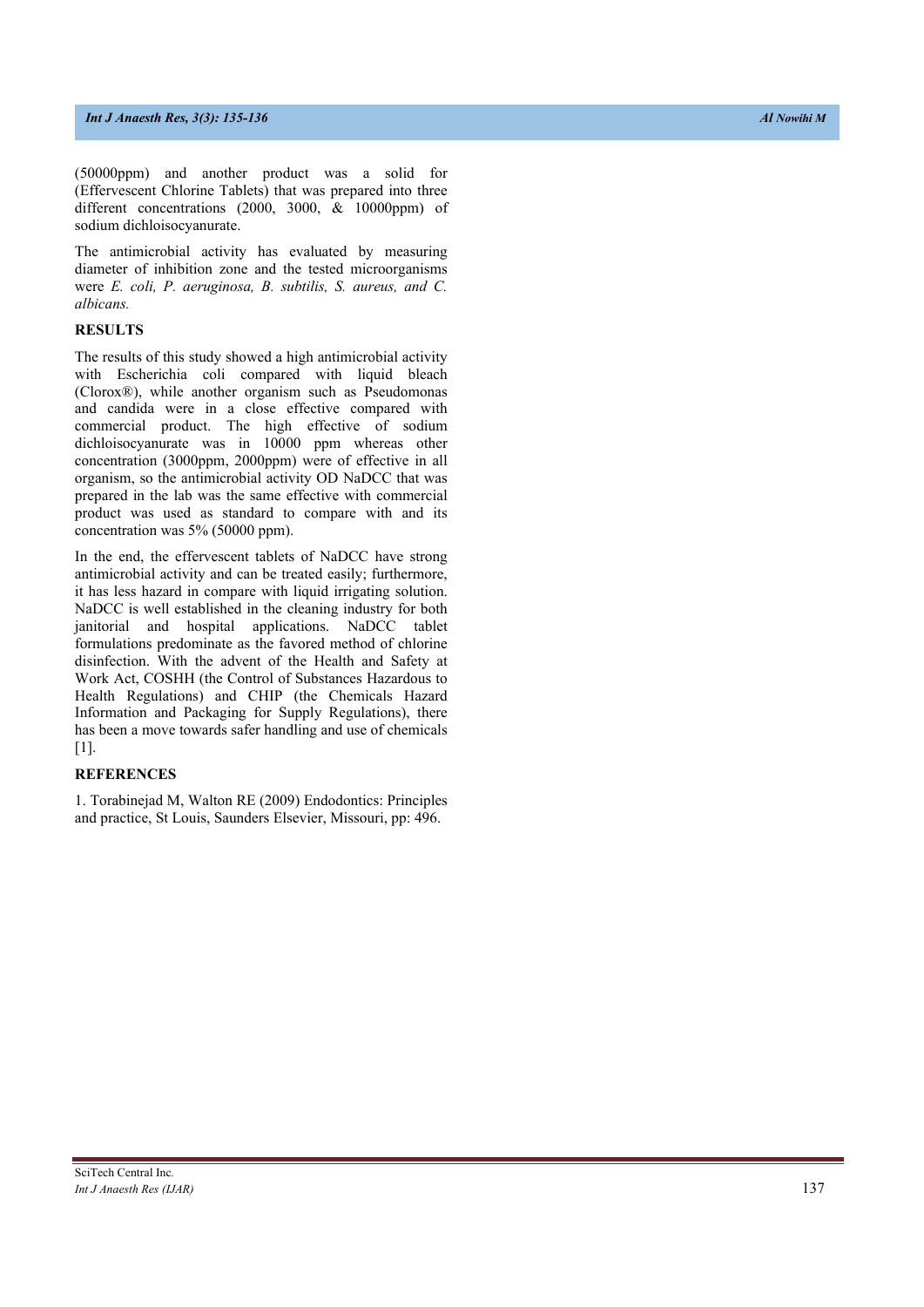(50000ppm) and another product was a solid for (Effervescent Chlorine Tablets) that was prepared into three different concentrations (2000, 3000, & 10000ppm) of sodium dichloisocyanurate.

The antimicrobial activity has evaluated by measuring diameter of inhibition zone and the tested microorganisms were *E. coli, P. aeruginosa, B. subtilis, S. aureus, and C. albicans.*

## RESULTS

The results of this study showed a high antimicrobial activity with Escherichia coli compared with liquid bleach (Clorox®), while another organism such as Pseudomonas and candida were in a close effective compared with commercial product. The high effective of sodium dichloisocyanurate was in 10000 ppm whereas other concentration (3000ppm, 2000ppm) were of effective in all organism, so the antimicrobial activity OD NaDCC that was prepared in the lab was the same effective with commercial product was used as standard to compare with and its concentration was 5% (50000 ppm).

In the end, the effervescent tablets of NaDCC have strong antimicrobial activity and can be treated easily; furthermore, it has less hazard in compare with liquid irrigating solution. NaDCC is well established in the cleaning industry for both janitorial and hospital applications. NaDCC tablet formulations predominate as the favored method of chlorine disinfection. With the advent of the Health and Safety at Work Act, COSHH (the Control of Substances Hazardous to Health Regulations) and CHIP (the Chemicals Hazard Information and Packaging for Supply Regulations), there has been a move towards safer handling and use of chemicals [1].

## REFERENCES

1. Torabinejad M, Walton RE (2009) Endodontics: Principles and practice, St Louis, Saunders Elsevier, Missouri, pp: 496.